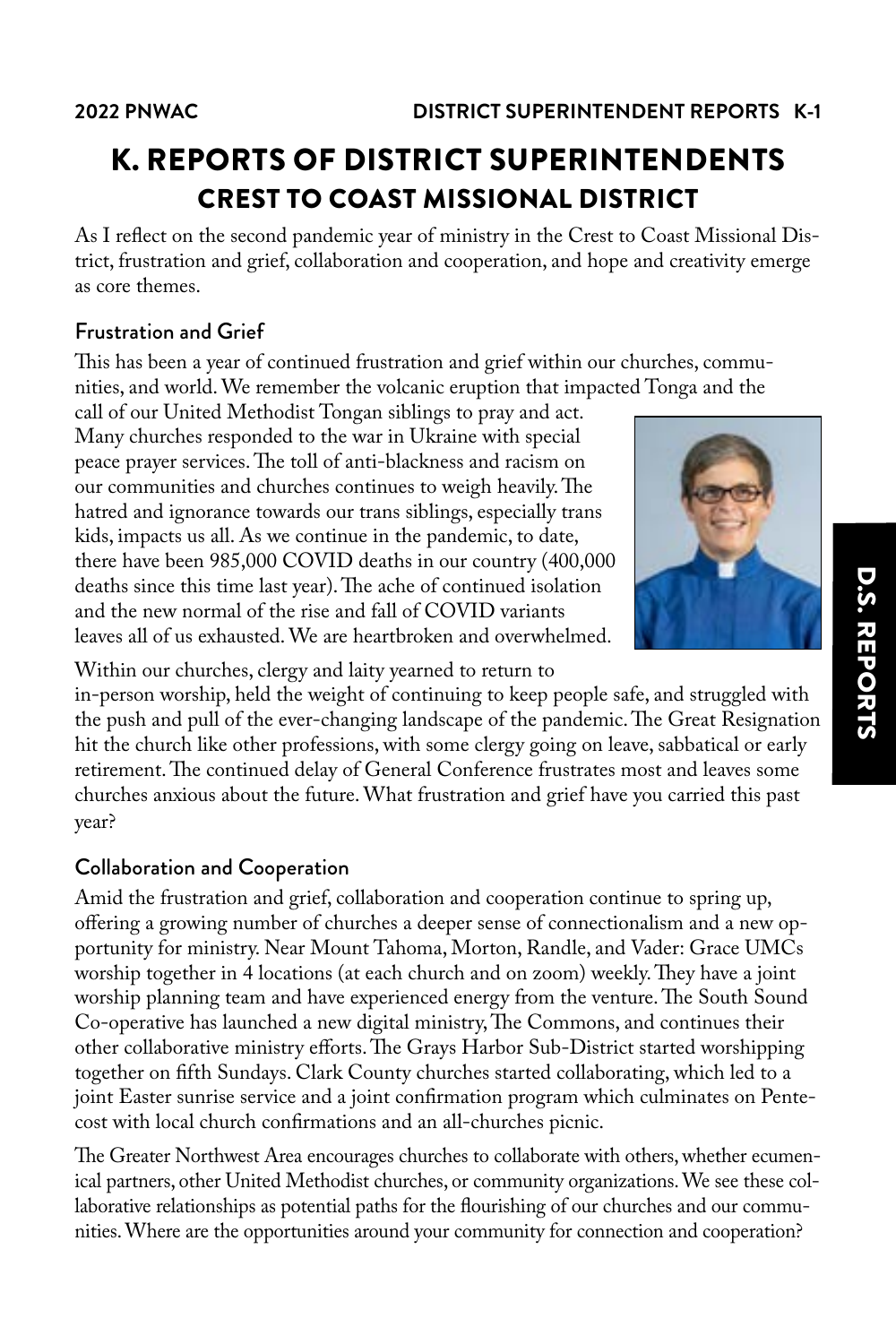# K. REPORTS OF DISTRICT SUPERINTENDENTS

## CREST TO COAST MISSIONAL DISTRICT

As I reflect on the second pandemic year of ministry in the Crest to Coast Missional District, frustration and grief, collaboration and cooperation, and hope and creativity emerge as core themes.

### Frustration and Grief

This has been a year of continued frustration and grief within our churches, communities, and world. We remember the volcanic eruption that impacted Tonga and the call of our United Methodist Tongan siblings to pray and act. Many churches responded to the war in Ukraine with special peace prayer services. The toll of anti-blackness and racism on our communities and churches continues to weigh heavily. The hatred and ignorance towards our trans siblings, especially trans kids, impacts us all. As we continue in the pandemic, to date, there have been 985,000 COVID deaths in our country (400,000 deaths since this time last year). The ache of continued isolation and the new normal of the rise and fall of COVID variants leaves all of us exhausted. We are heartbroken and overwhelmed.

Within our churches, clergy and laity yearned to return to in-person worship, held the weight of continuing to keep people safe, and struggled with the push and pull of the ever-changing landscape of the pandemic. The Great Resignation hit the church like other professions, with some clergy going on leave, sabbatical or early retirement. The continued delay of General Conference frustrates most and leaves some churches anxious about the future. What frustration and grief have you carried this past year?

### Collaboration and Cooperation

Amid the frustration and grief, collaboration and cooperation continue to spring up, offering a growing number of churches a deeper sense of connectionalism and a new opportunity for ministry. Near Mount Tahoma, Morton, Randle, and Vader: Grace UMCs worship together in 4 locations (at each church and on zoom) weekly. They have a joint worship planning team and have experienced energy from the venture. The South Sound Co-operative has launched a new digital ministry, The Commons, and continues their other collaborative ministry efforts. The Grays Harbor Sub-District started worshipping together on fifth Sundays. Clark County churches started collaborating, which led to a joint Easter sunrise service and a joint confirmation program which culminates on Pentecost with local church confirmations and an all-churches picnic.

The Greater Northwest Area encourages churches to collaborate with others, whether ecumenical partners, other United Methodist churches, or community organizations. We see these collaborative relationships as potential paths for the flourishing of our churches and our communities. Where are the opportunities around your community for connection and cooperation?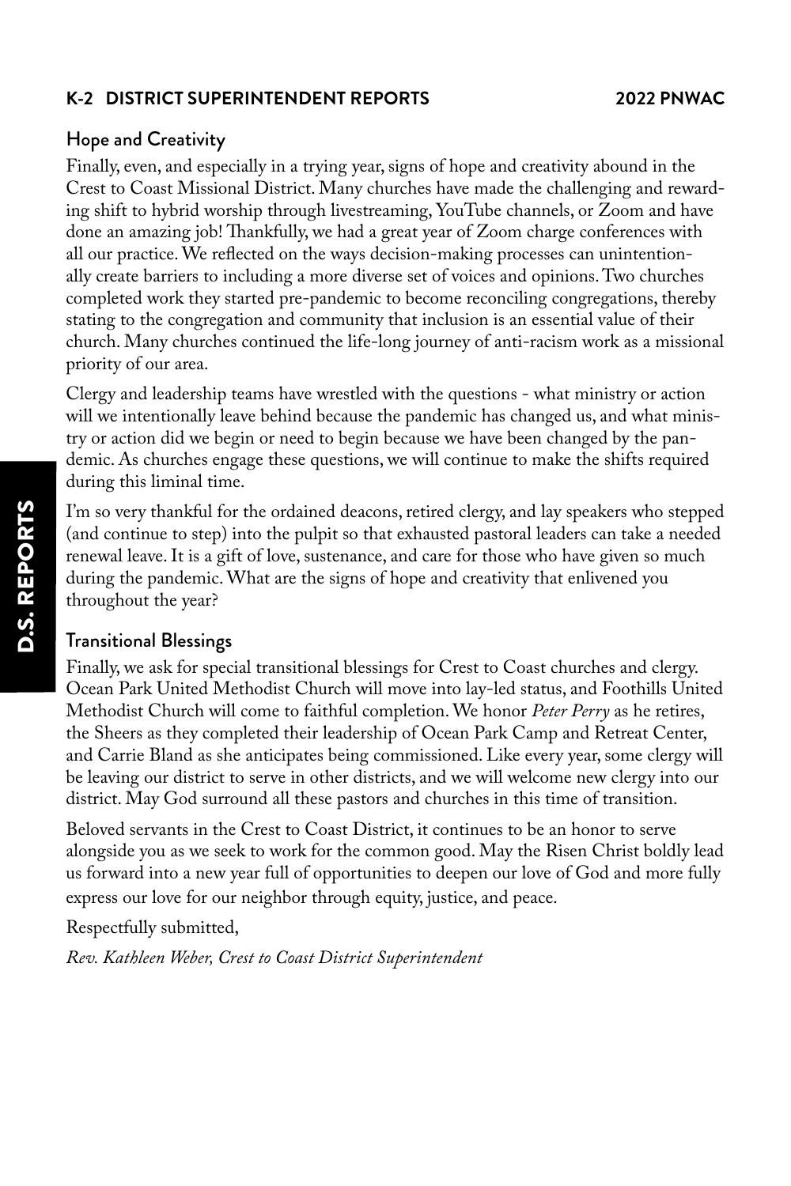## Hope and Creativity

Finally, even, and especially in a trying year, signs of hope and creativity abound in the Crest to Coast Missional District. Many churches have made the challenging and rewarding shift to hybrid worship through livestreaming, YouTube channels, or Zoom and have done an amazing job! Thankfully, we had a great year of Zoom charge conferences with all our practice. We reflected on the ways decision-making processes can unintentionally create barriers to including a more diverse set of voices and opinions. Two churches completed work they started pre-pandemic to become reconciling congregations, thereby stating to the congregation and community that inclusion is an essential value of their church. Many churches continued the life-long journey of anti-racism work as a missional priority of our area.

Clergy and leadership teams have wrestled with the questions - what ministry or action will we intentionally leave behind because the pandemic has changed us, and what ministry or action did we begin or need to begin because we have been changed by the pandemic. As churches engage these questions, we will continue to make the shifts required during this liminal time.

I'm so very thankful for the ordained deacons, retired clergy, and lay speakers who stepped (and continue to step) into the pulpit so that exhausted pastoral leaders can take a needed renewal leave. It is a gift of love, sustenance, and care for those who have given so much during the pandemic. What are the signs of hope and creativity that enlivened you throughout the year?

## Transitional Blessings

Finally, we ask for special transitional blessings for Crest to Coast churches and clergy. Ocean Park United Methodist Church will move into lay-led status, and Foothills United Methodist Church will come to faithful completion. We honor *Peter Perry* as he retires, the Sheers as they completed their leadership of Ocean Park Camp and Retreat Center, and Carrie Bland as she anticipates being commissioned. Like every year, some clergy will be leaving our district to serve in other districts, and we will welcome new clergy into our district. May God surround all these pastors and churches in this time of transition.

Beloved servants in the Crest to Coast District, it continues to be an honor to serve alongside you as we seek to work for the common good. May the Risen Christ boldly lead us forward into a new year full of opportunities to deepen our love of God and more fully express our love for our neighbor through equity, justice, and peace.

Respectfully submitted,

*Rev. Kathleen Weber, Crest to Coast District Superintendent*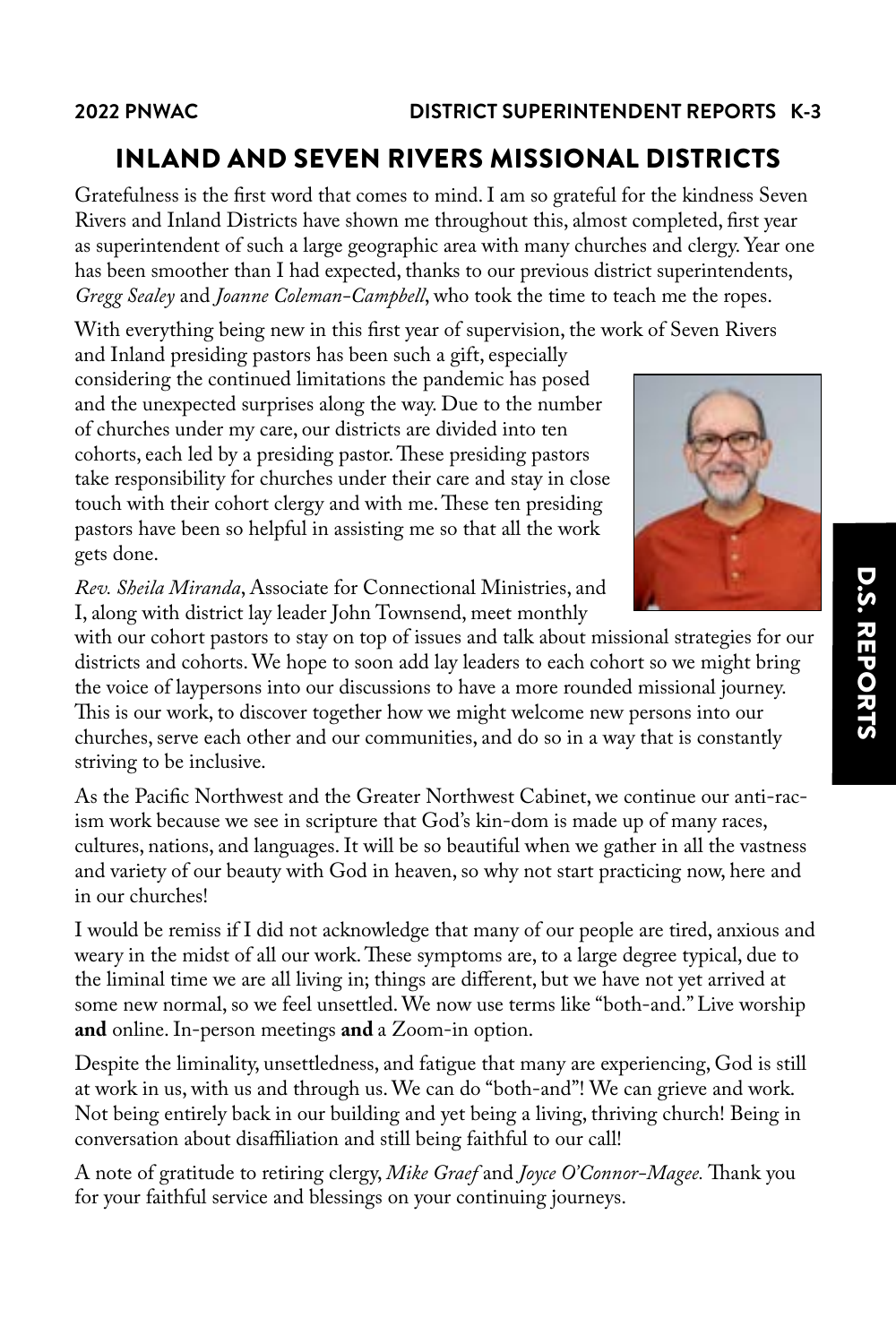# INLAND AND SEVEN RIVERS MISSIONAL DISTRICTS

Gratefulness is the first word that comes to mind. I am so grateful for the kindness Seven Rivers and Inland Districts have shown me throughout this, almost completed, first year as superintendent of such a large geographic area with many churches and clergy. Year one has been smoother than I had expected, thanks to our previous district superintendents, *Gregg Sealey* and *Joanne Coleman-Campbell*, who took the time to teach me the ropes.

With everything being new in this first year of supervision, the work of Seven Rivers and Inland presiding pastors has been such a gift, especially considering the continued limitations the pandemic has posed and the unexpected surprises along the way. Due to the number of churches under my care, our districts are divided into ten cohorts, each led by a presiding pastor. These presiding pastors take responsibility for churches under their care and stay in close touch with their cohort clergy and with me. These ten presiding pastors have been so helpful in assisting me so that all the work gets done.

*Rev. Sheila Miranda*, Associate for Connectional Ministries, and I, along with district lay leader John Townsend, meet monthly with our cohort pastors to stay on top of issues and talk about missional strategies for our districts and cohorts. We hope to soon add lay leaders to each cohort so we might bring the voice of laypersons into our discussions to have a more rounded missional journey. This is our work, to discover together how we might welcome new persons into our churches, serve each other and our communities, and do so in a way that is constantly striving to be inclusive.

As the Pacific Northwest and the Greater Northwest Cabinet, we continue our anti-racism work because we see in scripture that God's kin-dom is made up of many races, cultures, nations, and languages. It will be so beautiful when we gather in all the vastness and variety of our beauty with God in heaven, so why not start practicing now, here and in our churches!

I would be remiss if I did not acknowledge that many of our people are tired, anxious and weary in the midst of all our work. These symptoms are, to a large degree typical, due to the liminal time we are all living in; things are different, but we have not yet arrived at some new normal, so we feel unsettled. We now use terms like "both-and." Live worship **and** online. In-person meetings **and** a Zoom-in option.

Despite the liminality, unsettledness, and fatigue that many are experiencing, God is still at work in us, with us and through us. We can do "both-and"! We can grieve and work. Not being entirely back in our building and yet being a living, thriving church! Being in conversation about disaffiliation and still being faithful to our call!

A note of gratitude to retiring clergy, *Mike Graef* and *Joyce O'Connor-Magee*. Thank you for your faithful service and blessings on your continuing journeys.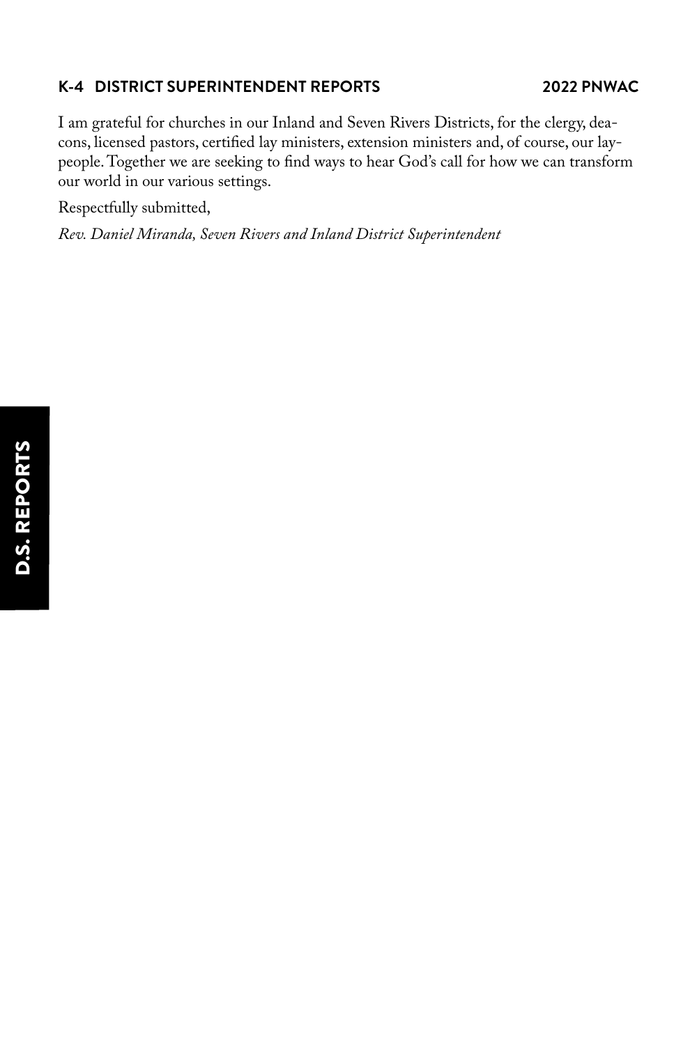I am grateful for churches in our Inland and Seven Rivers Districts, for the clergy, deacons, licensed pastors, certified lay ministers, extension ministers and, of course, our laypeople. Together we are seeking to find ways to hear God's call for how we can transform our world in our various settings.

Respectfully submitted,

*Rev. Daniel Miranda, Seven Rivers and Inland District Superintendent*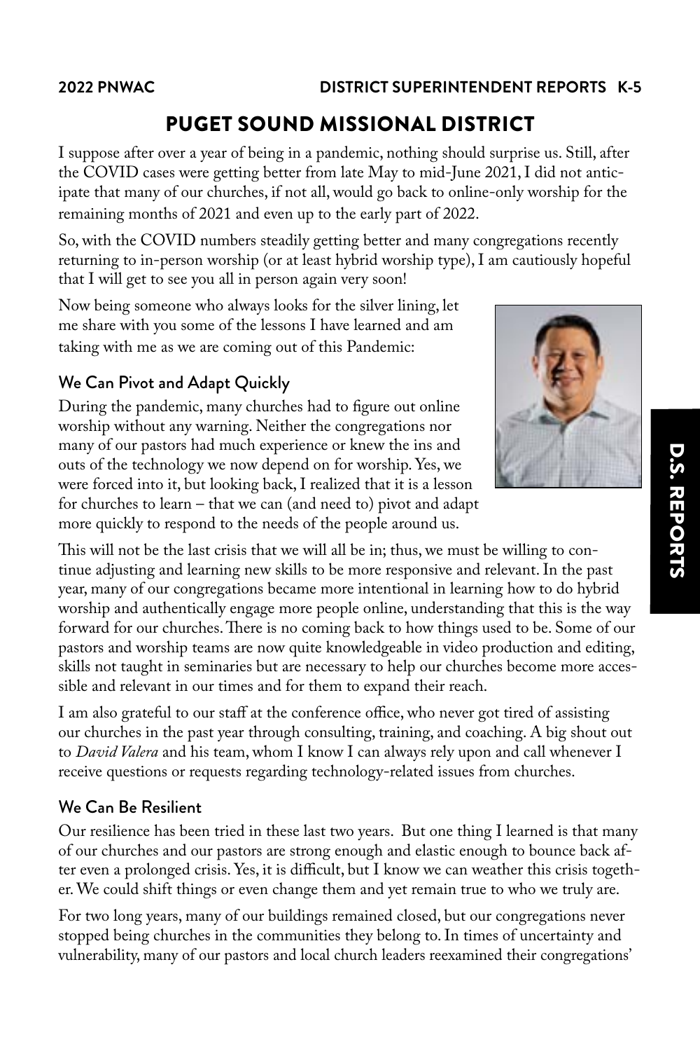# PUGET SOUND MISSIONAL DISTRICT

I suppose after over a year of being in a pandemic, nothing should surprise us. Still, after the COVID cases were getting better from late May to mid-June 2021, I did not anticipate that many of our churches, if not all, would go back to online-only worship for the remaining months of 2021 and even up to the early part of 2022.

So, with the COVID numbers steadily getting better and many congregations recently returning to in-person worship (or at least hybrid worship type), I am cautiously hopeful that I will get to see you all in person again very soon!

Now being someone who always looks for the silver lining, let me share with you some of the lessons I have learned and am taking with me as we are coming out of this Pandemic:

## We Can Pivot and Adapt Quickly

During the pandemic, many churches had to figure out online worship without any warning. Neither the congregations nor many of our pastors had much experience or knew the ins and outs of the technology we now depend on for worship. Yes, we were forced into it, but looking back, I realized that it is a lesson for churches to learn – that we can (and need to) pivot and adapt more quickly to respond to the needs of the people around us.

This will not be the last crisis that we will all be in; thus, we must be willing to continue adjusting and learning new skills to be more responsive and relevant. In the past year, many of our congregations became more intentional in learning how to do hybrid worship and authentically engage more people online, understanding that this is the way forward for our churches. There is no coming back to how things used to be. Some of our pastors and worship teams are now quite knowledgeable in video production and editing, skills not taught in seminaries but are necessary to help our churches become more accessible and relevant in our times and for them to expand their reach.

I am also grateful to our staff at the conference office, who never got tired of assisting our churches in the past year through consulting, training, and coaching. A big shout out to *David Valera* and his team, whom I know I can always rely upon and call whenever I receive questions or requests regarding technology-related issues from churches.

## We Can Be Resilient

Our resilience has been tried in these last two years. But one thing I learned is that many of our churches and our pastors are strong enough and elastic enough to bounce back after even a prolonged crisis. Yes, it is difficult, but I know we can weather this crisis together. We could shift things or even change them and yet remain true to who we truly are.

For two long years, many of our buildings remained closed, but our congregations never stopped being churches in the communities they belong to. In times of uncertainty and vulnerability, many of our pastors and local church leaders reexamined their congregations'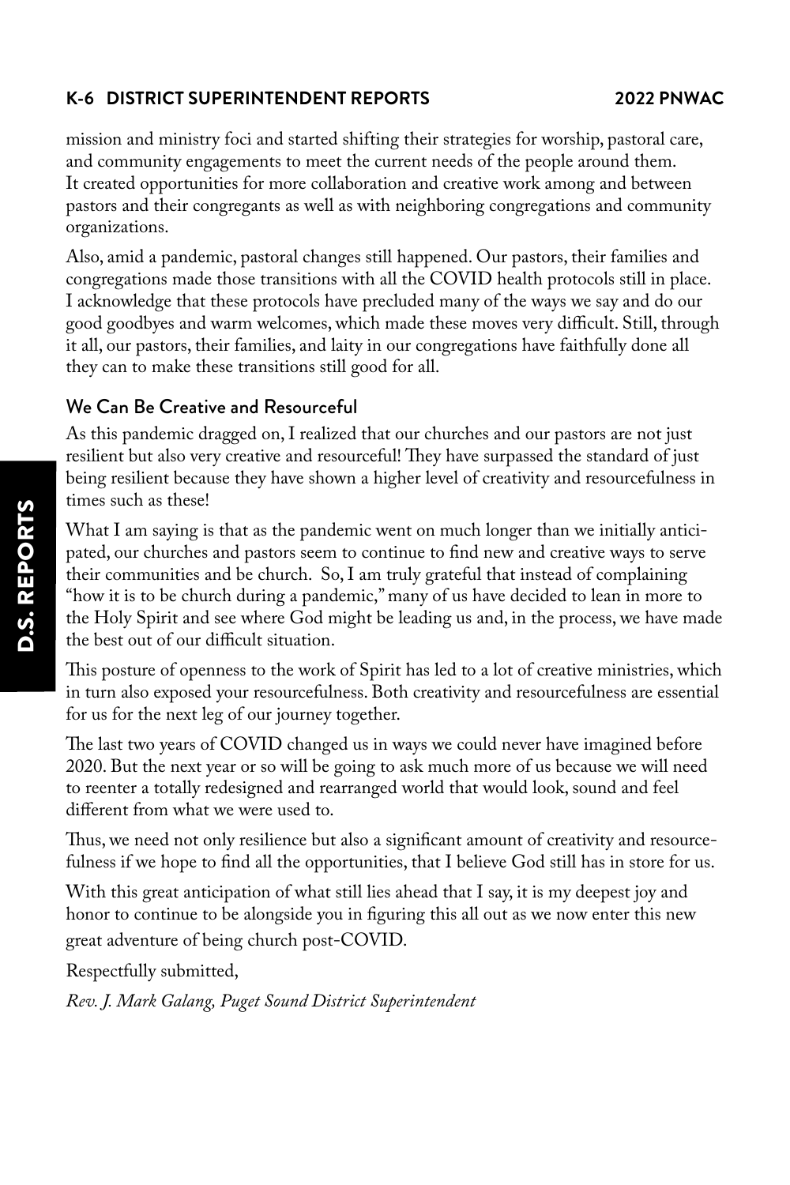mission and ministry foci and started shifting their strategies for worship, pastoral care, and community engagements to meet the current needs of the people around them. It created opportunities for more collaboration and creative work among and between pastors and their congregants as well as with neighboring congregations and community organizations.

Also, amid a pandemic, pastoral changes still happened. Our pastors, their families and congregations made those transitions with all the COVID health protocols still in place. I acknowledge that these protocols have precluded many of the ways we say and do our good goodbyes and warm welcomes, which made these moves very difficult. Still, through it all, our pastors, their families, and laity in our congregations have faithfully done all they can to make these transitions still good for all.

## We Can Be Creative and Resourceful

As this pandemic dragged on, I realized that our churches and our pastors are not just resilient but also very creative and resourceful! They have surpassed the standard of just being resilient because they have shown a higher level of creativity and resourcefulness in times such as these!

What I am saying is that as the pandemic went on much longer than we initially anticipated, our churches and pastors seem to continue to find new and creative ways to serve their communities and be church. So, I am truly grateful that instead of complaining "how it is to be church during a pandemic," many of us have decided to lean in more to the Holy Spirit and see where God might be leading us and, in the process, we have made the best out of our difficult situation.

This posture of openness to the work of Spirit has led to a lot of creative ministries, which in turn also exposed your resourcefulness. Both creativity and resourcefulness are essential for us for the next leg of our journey together.

The last two years of COVID changed us in ways we could never have imagined before 2020. But the next year or so will be going to ask much more of us because we will need to reenter a totally redesigned and rearranged world that would look, sound and feel different from what we were used to.

Thus, we need not only resilience but also a significant amount of creativity and resourcefulness if we hope to find all the opportunities, that I believe God still has in store for us.

With this great anticipation of what still lies ahead that I say, it is my deepest joy and honor to continue to be alongside you in figuring this all out as we now enter this new great adventure of being church post-COVID.

Respectfully submitted,

*Rev. J. Mark Galang, Puget Sound District Superintendent*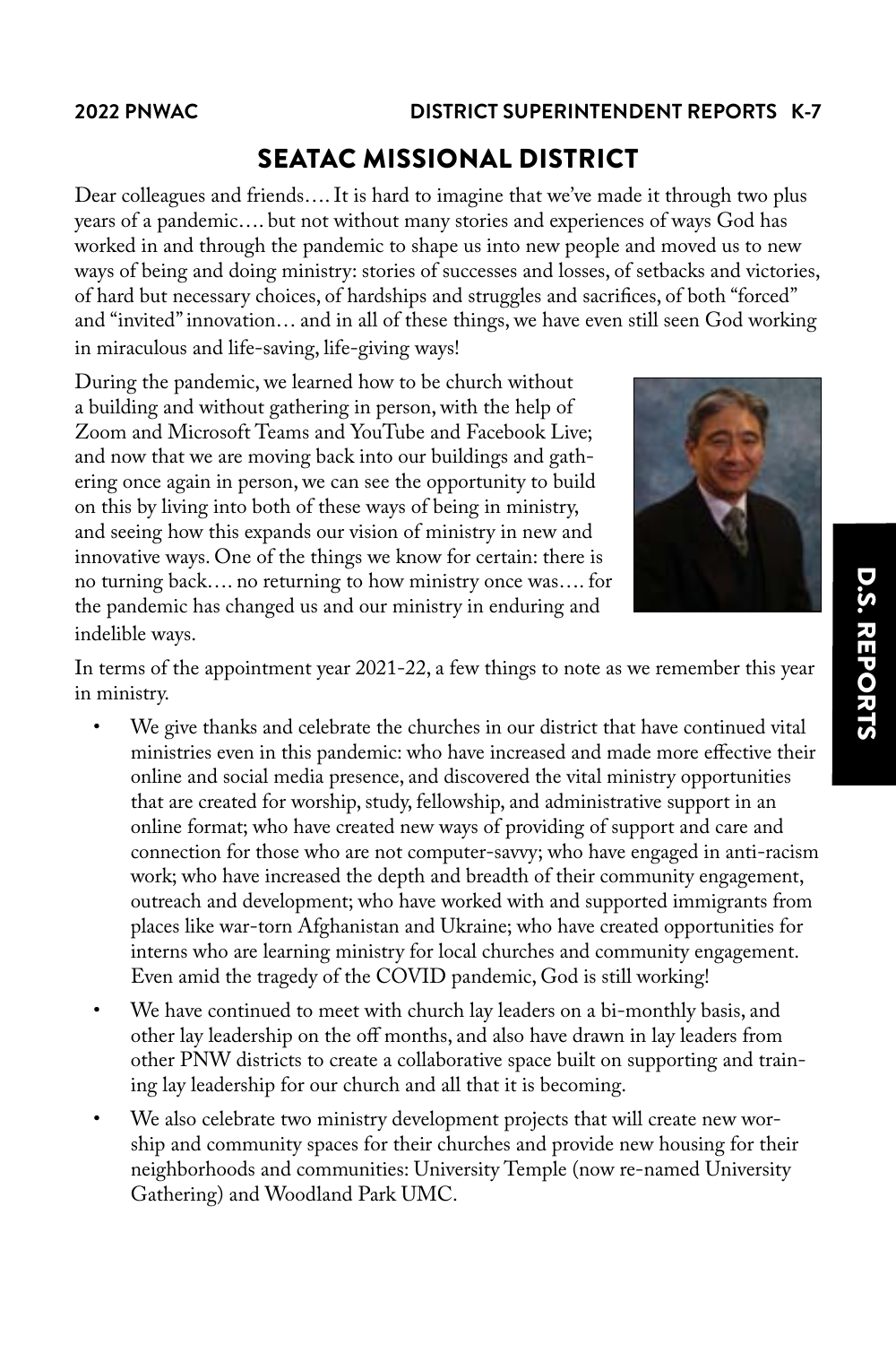## SEATAC MISSIONAL DISTRICT

Dear colleagues and friends…. It is hard to imagine that we've made it through two plus years of a pandemic…. but not without many stories and experiences of ways God has worked in and through the pandemic to shape us into new people and moved us to new ways of being and doing ministry: stories of successes and losses, of setbacks and victories, of hard but necessary choices, of hardships and struggles and sacrifices, of both "forced" and "invited" innovation… and in all of these things, we have even still seen God working in miraculous and life-saving, life-giving ways!

During the pandemic, we learned how to be church without a building and without gathering in person, with the help of Zoom and Microsoft Teams and YouTube and Facebook Live; and now that we are moving back into our buildings and gathering once again in person, we can see the opportunity to build on this by living into both of these ways of being in ministry, and seeing how this expands our vision of ministry in new and innovative ways. One of the things we know for certain: there is no turning back…. no returning to how ministry once was…. for the pandemic has changed us and our ministry in enduring and indelible ways.

In terms of the appointment year 2021-22, a few things to note as we remember this year in ministry.

- We give thanks and celebrate the churches in our district that have continued vital ministries even in this pandemic: who have increased and made more effective their online and social media presence, and discovered the vital ministry opportunities that are created for worship, study, fellowship, and administrative support in an online format; who have created new ways of providing of support and care and connection for those who are not computer-savvy; who have engaged in anti-racism work; who have increased the depth and breadth of their community engagement, outreach and development; who have worked with and supported immigrants from places like war-torn Afghanistan and Ukraine; who have created opportunities for interns who are learning ministry for local churches and community engagement. Even amid the tragedy of the COVID pandemic, God is still working!
- We have continued to meet with church lay leaders on a bi-monthly basis, and other lay leadership on the off months, and also have drawn in lay leaders from other PNW districts to create a collaborative space built on supporting and training lay leadership for our church and all that it is becoming.
- We also celebrate two ministry development projects that will create new worship and community spaces for their churches and provide new housing for their neighborhoods and communities: University Temple (now re-named University Gathering) and Woodland Park UMC.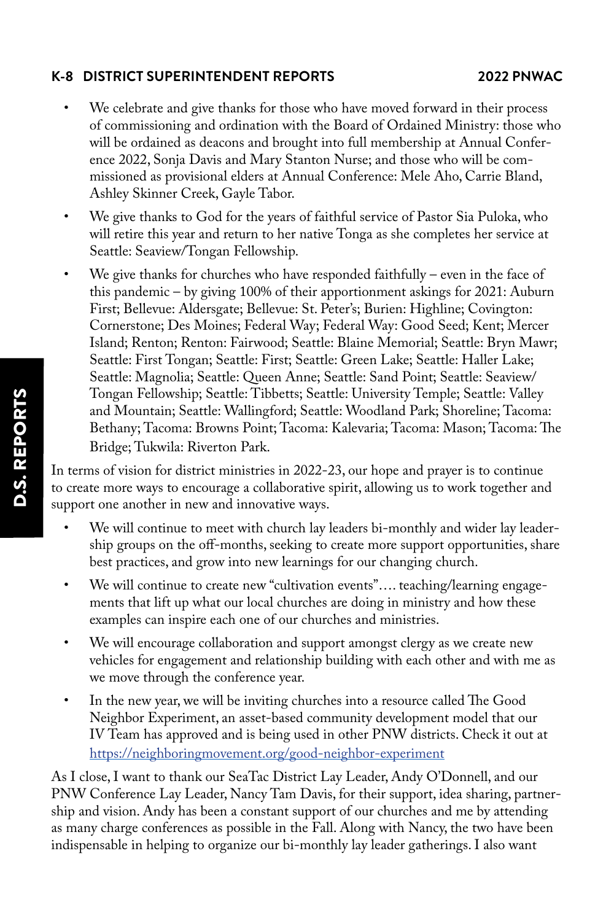- We celebrate and give thanks for those who have moved forward in their process of commissioning and ordination with the Board of Ordained Ministry: those who will be ordained as deacons and brought into full membership at Annual Conference 2022, Sonja Davis and Mary Stanton Nurse; and those who will be commissioned as provisional elders at Annual Conference: Mele Aho, Carrie Bland, Ashley Skinner Creek, Gayle Tabor.
- We give thanks to God for the years of faithful service of Pastor Sia Puloka, who will retire this year and return to her native Tonga as she completes her service at Seattle: Seaview/Tongan Fellowship.
- We give thanks for churches who have responded faithfully – even in the face of this pandemic – by giving 100% of their apportionment askings for 2021: Auburn First; Bellevue: Aldersgate; Bellevue: St. Peter's; Burien: Highline; Covington: Cornerstone; Des Moines; Federal Way; Federal Way: Good Seed; Kent; Mercer Island; Renton; Renton: Fairwood; Seattle: Blaine Memorial; Seattle: Bryn Mawr; Seattle: First Tongan; Seattle: First; Seattle: Green Lake; Seattle: Haller Lake; Seattle: Magnolia; Seattle: Queen Anne; Seattle: Sand Point; Seattle: Seaview/Tongan Fellowship; Seattle: Tibbetts; Seattle: University Temple; Seattle: Valley and Mountain; Seattle: Wallingford; Seattle: Woodland Park; Shoreline; Tacoma: Bethany; Tacoma: Browns Point; Tacoma: Kalevaria; Tacoma: Mason; Tacoma: The Bridge; Tukwila: Riverton Park.

In terms of vision for district ministries in 2022-23, our hope and prayer is to continue to create more ways to encourage a collaborative spirit, allowing us to work together and support one another in new and innovative ways.

- We will continue to meet with church lay leaders bi-monthly and wider lay leadership groups on the off-months, seeking to create more support opportunities, share best practices, and grow into new learnings for our changing church.
- We will continue to create new "cultivation events"…. teaching/learning engagements that lift up what our local churches are doing in ministry and how these examples can inspire each one of our churches and ministries.
- We will encourage collaboration and support amongst clergy as we create new vehicles for engagement and relationship building with each other and with me as we move through the conference year.
- In the new year, we will be inviting churches into a resource called The Good Neighbor Experiment, an asset-based community development model that our IV Team has approved and is being used in other PNW districts. Check it out at https://neighboringmovement.org/good-neighbor-experiment

As I close, I want to thank our SeaTac District Lay Leader, Andy O'Donnell, and our PNW Conference Lay Leader, Nancy Tam Davis, for their support, idea sharing, partnership and vision. Andy has been a constant support of our churches and me by attending as many charge conferences as possible in the Fall. Along with Nancy, the two have been indispensable in helping to organize our bi-monthly lay leader gatherings. I also want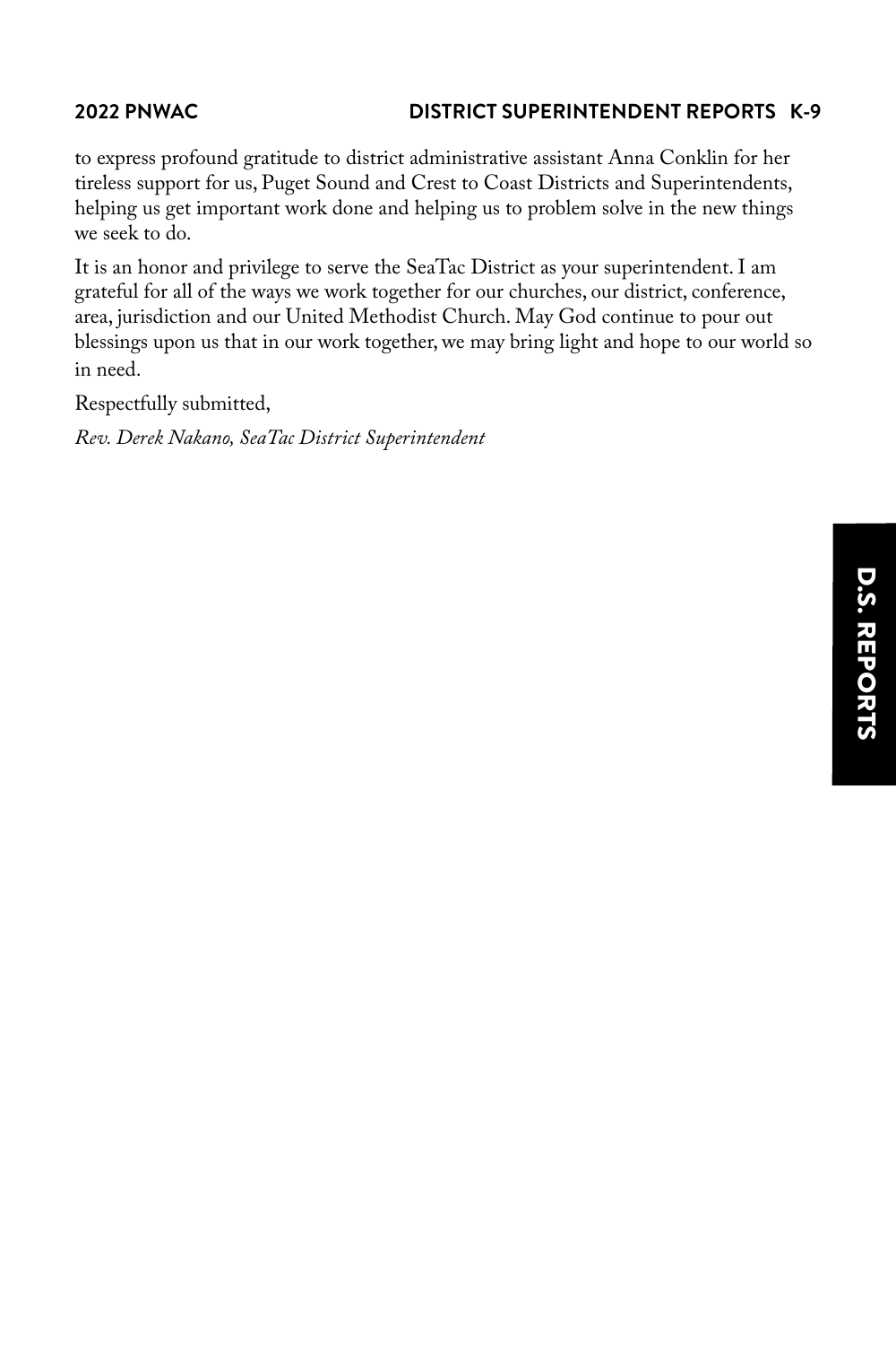to express profound gratitude to district administrative assistant Anna Conklin for her tireless support for us, Puget Sound and Crest to Coast Districts and Superintendents, helping us get important work done and helping us to problem solve in the new things we seek to do.

It is an honor and privilege to serve the SeaTac District as your superintendent. I am grateful for all of the ways we work together for our churches, our district, conference, area, jurisdiction and our United Methodist Church. May God continue to pour out blessings upon us that in our work together, we may bring light and hope to our world so in need.

Respectfully submitted,

*Rev. Derek Nakano, SeaTac District Superintendent*